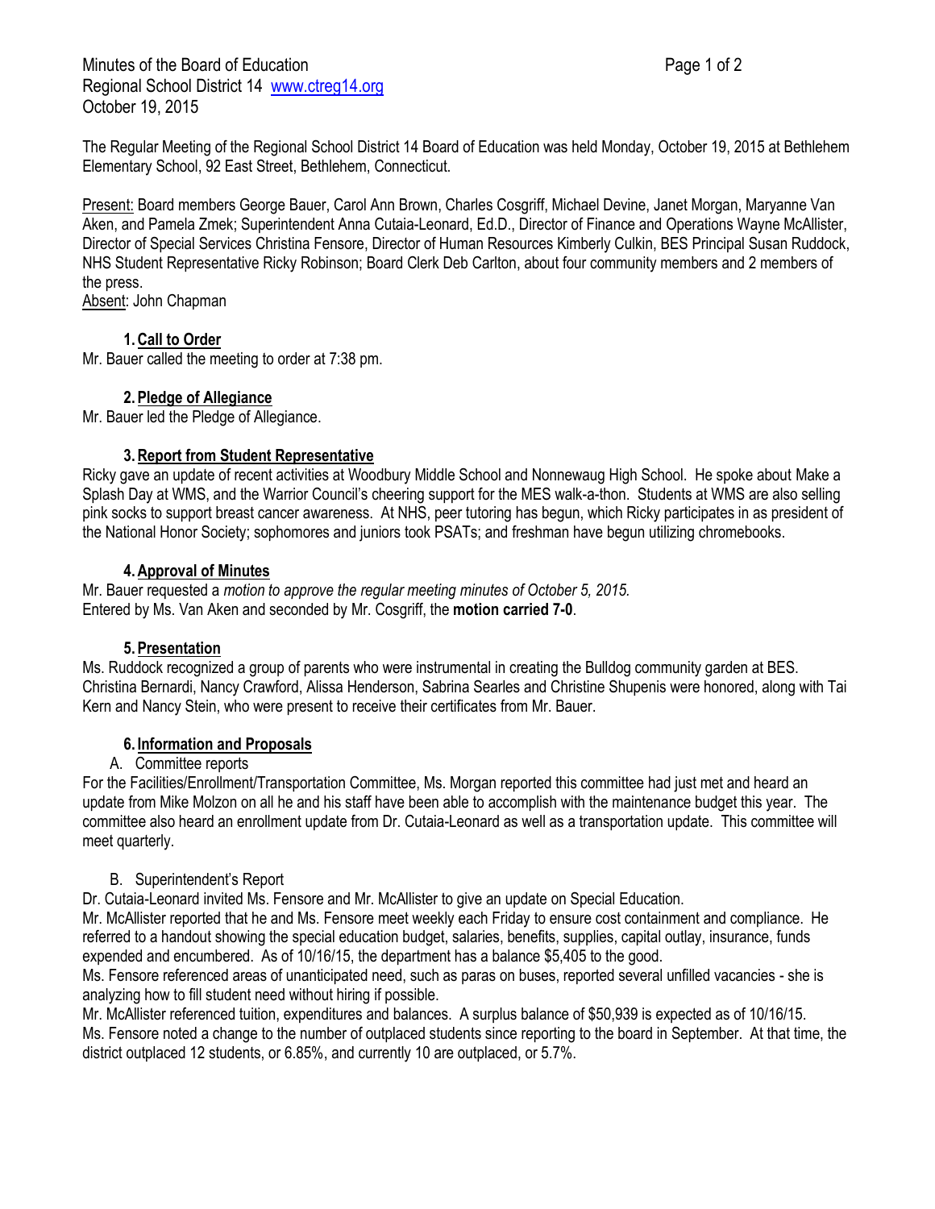Minutes of the Board of Education
Regional School District 14 www.ctreg14.org
October 19, 2015

The Regular Meeting of the Regional School District 14 Board of Education was held Monday, October 19, 2015 at Bethlehem Elementary School, 92 East Street, Bethlehem, Connecticut.

Present: Board members George Bauer, Carol Ann Brown, Charles Cosgriff, Michael Devine, Janet Morgan, Maryanne Van Aken, and Pamela Zmek; Superintendent Anna Cutaia-Leonard, Ed.D., Director of Finance and Operations Wayne McAllister, Director of Special Services Christina Fensore, Director of Human Resources Kimberly Culkin, BES Principal Susan Ruddock, NHS Student Representative Ricky Robinson; Board Clerk Deb Carlton, about four community members and 2 members of the press.
Absent: John Chapman

## 1. Call to Order

Mr. Bauer called the meeting to order at 7:38 pm.

## 2. Pledge of Allegiance

Mr. Bauer led the Pledge of Allegiance.

## 3. Report from Student Representative

Ricky gave an update of recent activities at Woodbury Middle School and Nonnewaug High School. He spoke about Make a Splash Day at WMS, and the Warrior Council's cheering support for the MES walk-a-thon. Students at WMS are also selling pink socks to support breast cancer awareness. At NHS, peer tutoring has begun, which Ricky participates in as president of the National Honor Society; sophomores and juniors took PSATs; and freshman have begun utilizing chromebooks.

## 4. Approval of Minutes

Mr. Bauer requested a *motion to approve the regular meeting minutes of October 5, 2015.*
Entered by Ms. Van Aken and seconded by Mr. Cosgriff, the **motion carried 7-0**.

## 5. Presentation

Ms. Ruddock recognized a group of parents who were instrumental in creating the Bulldog community garden at BES. Christina Bernardi, Nancy Crawford, Alissa Henderson, Sabrina Searles and Christine Shupenis were honored, along with Tai Kern and Nancy Stein, who were present to receive their certificates from Mr. Bauer.

## 6. Information and Proposals

A. Committee reports

For the Facilities/Enrollment/Transportation Committee, Ms. Morgan reported this committee had just met and heard an update from Mike Molzon on all he and his staff have been able to accomplish with the maintenance budget this year. The committee also heard an enrollment update from Dr. Cutaia-Leonard as well as a transportation update. This committee will meet quarterly.

B. Superintendent's Report

Dr. Cutaia-Leonard invited Ms. Fensore and Mr. McAllister to give an update on Special Education.
Mr. McAllister reported that he and Ms. Fensore meet weekly each Friday to ensure cost containment and compliance. He referred to a handout showing the special education budget, salaries, benefits, supplies, capital outlay, insurance, funds expended and encumbered. As of 10/16/15, the department has a balance $5,405 to the good.
Ms. Fensore referenced areas of unanticipated need, such as paras on buses, reported several unfilled vacancies - she is analyzing how to fill student need without hiring if possible.
Mr. McAllister referenced tuition, expenditures and balances. A surplus balance of $50,939 is expected as of 10/16/15.
Ms. Fensore noted a change to the number of outplaced students since reporting to the board in September. At that time, the district outplaced 12 students, or 6.85%, and currently 10 are outplaced, or 5.7%.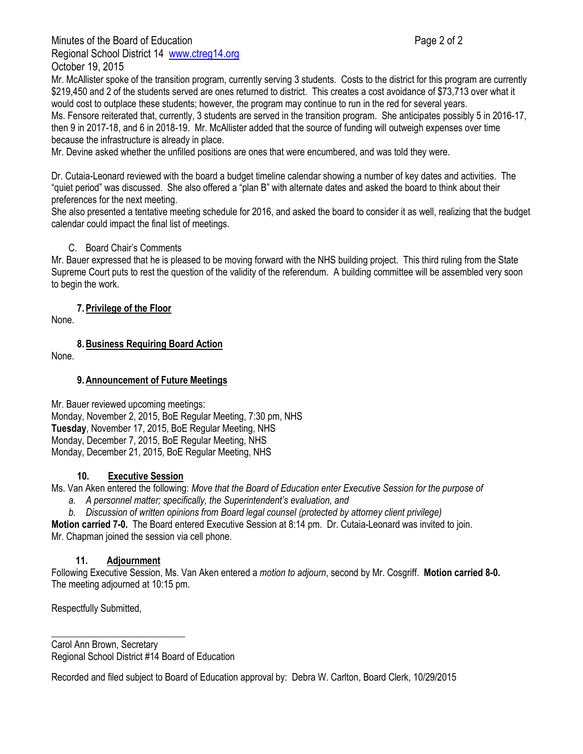Mr. McAllister spoke of the transition program, currently serving 3 students. Costs to the district for this program are currently $219,450 and 2 of the students served are ones returned to district. This creates a cost avoidance of $73,713 over what it would cost to outplace these students; however, the program may continue to run in the red for several years.
Ms. Fensore reiterated that, currently, 3 students are served in the transition program. She anticipates possibly 5 in 2016-17, then 9 in 2017-18, and 6 in 2018-19. Mr. McAllister added that the source of funding will outweigh expenses over time because the infrastructure is already in place.
Mr. Devine asked whether the unfilled positions are ones that were encumbered, and was told they were.

Dr. Cutaia-Leonard reviewed with the board a budget timeline calendar showing a number of key dates and activities. The "quiet period" was discussed. She also offered a "plan B" with alternate dates and asked the board to think about their preferences for the next meeting.
She also presented a tentative meeting schedule for 2016, and asked the board to consider it as well, realizing that the budget calendar could impact the final list of meetings.

C. Board Chair's Comments

Mr. Bauer expressed that he is pleased to be moving forward with the NHS building project. This third ruling from the State Supreme Court puts to rest the question of the validity of the referendum. A building committee will be assembled very soon to begin the work.

## 7. Privilege of the Floor

None.

## 8. Business Requiring Board Action

None.

## 9. Announcement of Future Meetings

Mr. Bauer reviewed upcoming meetings:
Monday, November 2, 2015, BoE Regular Meeting, 7:30 pm, NHS
**Tuesday**, November 17, 2015, BoE Regular Meeting, NHS
Monday, December 7, 2015, BoE Regular Meeting, NHS
Monday, December 21, 2015, BoE Regular Meeting, NHS

## 10. Executive Session

Ms. Van Aken entered the following: *Move that the Board of Education enter Executive Session for the purpose of*

a. *A personnel matter; specifically, the Superintendent's evaluation, and*
b. *Discussion of written opinions from Board legal counsel (protected by attorney client privilege)*

**Motion carried 7-0.** The Board entered Executive Session at 8:14 pm. Dr. Cutaia-Leonard was invited to join. Mr. Chapman joined the session via cell phone.

## 11. Adjournment

Following Executive Session, Ms. Van Aken entered a *motion to adjourn*, second by Mr. Cosgriff. **Motion carried 8-0.** The meeting adjourned at 10:15 pm.

Respectfully Submitted,

\_\_\_\_\_\_\_\_\_\_\_\_\_\_\_\_\_\_\_\_\_\_\_\_\_\_\_\_

Carol Ann Brown, Secretary
Regional School District #14 Board of Education

Recorded and filed subject to Board of Education approval by: Debra W. Carlton, Board Clerk, 10/29/2015